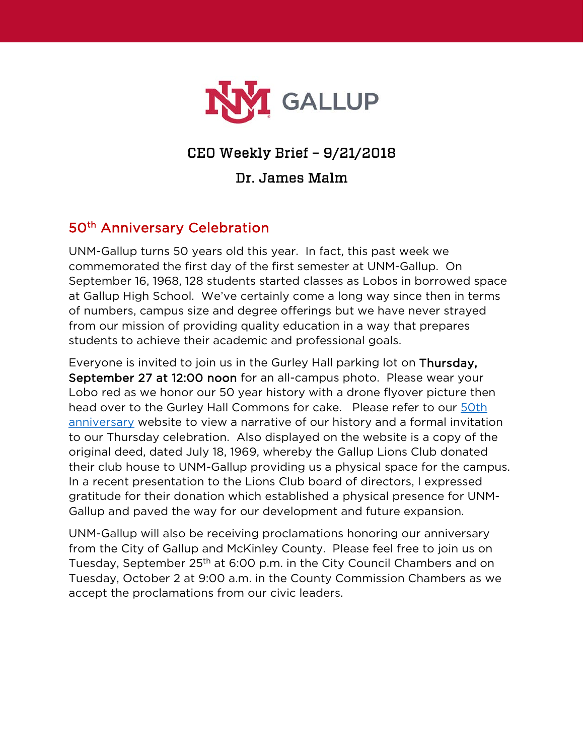# CEO Weekly Brief – 9/21/2018

## Dr. James Malm

## 50th Anniversary Celebration

UNM-Gallup turns 50 years old this year. In fact, this past week we commemorated the first day of the first semester at UNM-Gallup. On September 16, 1968, 128 students started classes as Lobos in borrowed space at Gallup High School. We've certainly come a long way since then in terms of numbers, campus size and degree offerings but we have never strayed from our mission of providing quality education in a way that prepares students to achieve their academic and professional goals.

Everyone is invited to join us in the Gurley Hall parking lot on **Thursday, September 27 at 12:00 noon** for an all-campus photo. Please wear your Lobo red as we honor our 50 year history with a drone flyover picture then head over to the Gurley Hall Commons for cake. Please refer to our 50th anniversary website to view a narrative of our history and a formal invitation to our Thursday celebration. Also displayed on the website is a copy of the original deed, dated July 18, 1969, whereby the Gallup Lions Club donated their club house to UNM-Gallup providing us a physical space for the campus. In a recent presentation to the Lions Club board of directors, I expressed gratitude for their donation which established a physical presence for UNM-Gallup and paved the way for our development and future expansion.

UNM-Gallup will also be receiving proclamations honoring our anniversary from the City of Gallup and McKinley County. Please feel free to join us on Tuesday, September 25th at 6:00 p.m. in the City Council Chambers and on Tuesday, October 2 at 9:00 a.m. in the County Commission Chambers as we accept the proclamations from our civic leaders.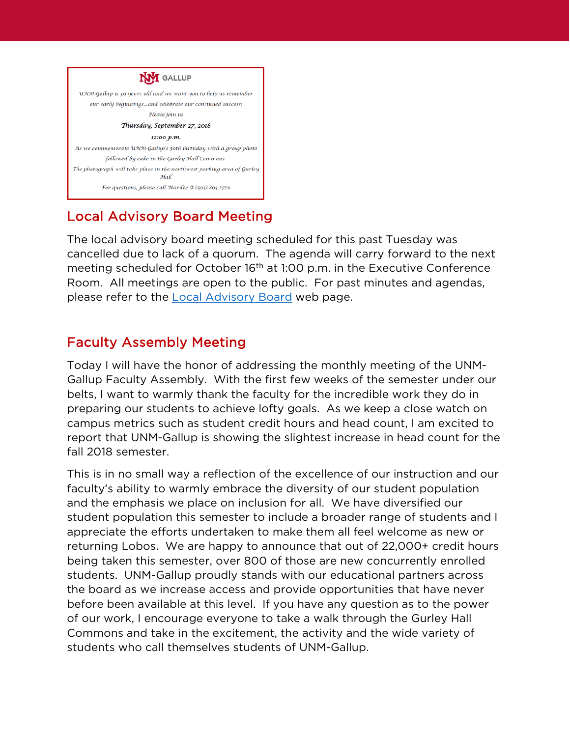UNM GALLUP

*UNM-Gallup is 50 years old and we want you to help us remember our early beginnings…and celebrate our continued success!*

*Please join us*

***Thursday, September 27, 2018***

***12:00 p.m.***

*As we commemorate UNM-Gallup's 50th birthday with a group photo followed by cake in the Gurley Hall Commons.*

*The photograph will take place in the northwest parking area of Gurley Hall*

*For questions, please call Marilee @ (505) 863-7770*

## Local Advisory Board Meeting

The local advisory board meeting scheduled for this past Tuesday was cancelled due to lack of a quorum. The agenda will carry forward to the next meeting scheduled for October 16th at 1:00 p.m. in the Executive Conference Room. All meetings are open to the public. For past minutes and agendas, please refer to the Local Advisory Board web page.

## Faculty Assembly Meeting

Today I will have the honor of addressing the monthly meeting of the UNM-Gallup Faculty Assembly. With the first few weeks of the semester under our belts, I want to warmly thank the faculty for the incredible work they do in preparing our students to achieve lofty goals. As we keep a close watch on campus metrics such as student credit hours and head count, I am excited to report that UNM-Gallup is showing the slightest increase in head count for the fall 2018 semester.

This is in no small way a reflection of the excellence of our instruction and our faculty's ability to warmly embrace the diversity of our student population and the emphasis we place on inclusion for all. We have diversified our student population this semester to include a broader range of students and I appreciate the efforts undertaken to make them all feel welcome as new or returning Lobos. We are happy to announce that out of 22,000+ credit hours being taken this semester, over 800 of those are new concurrently enrolled students. UNM-Gallup proudly stands with our educational partners across the board as we increase access and provide opportunities that have never before been available at this level. If you have any question as to the power of our work, I encourage everyone to take a walk through the Gurley Hall Commons and take in the excitement, the activity and the wide variety of students who call themselves students of UNM-Gallup.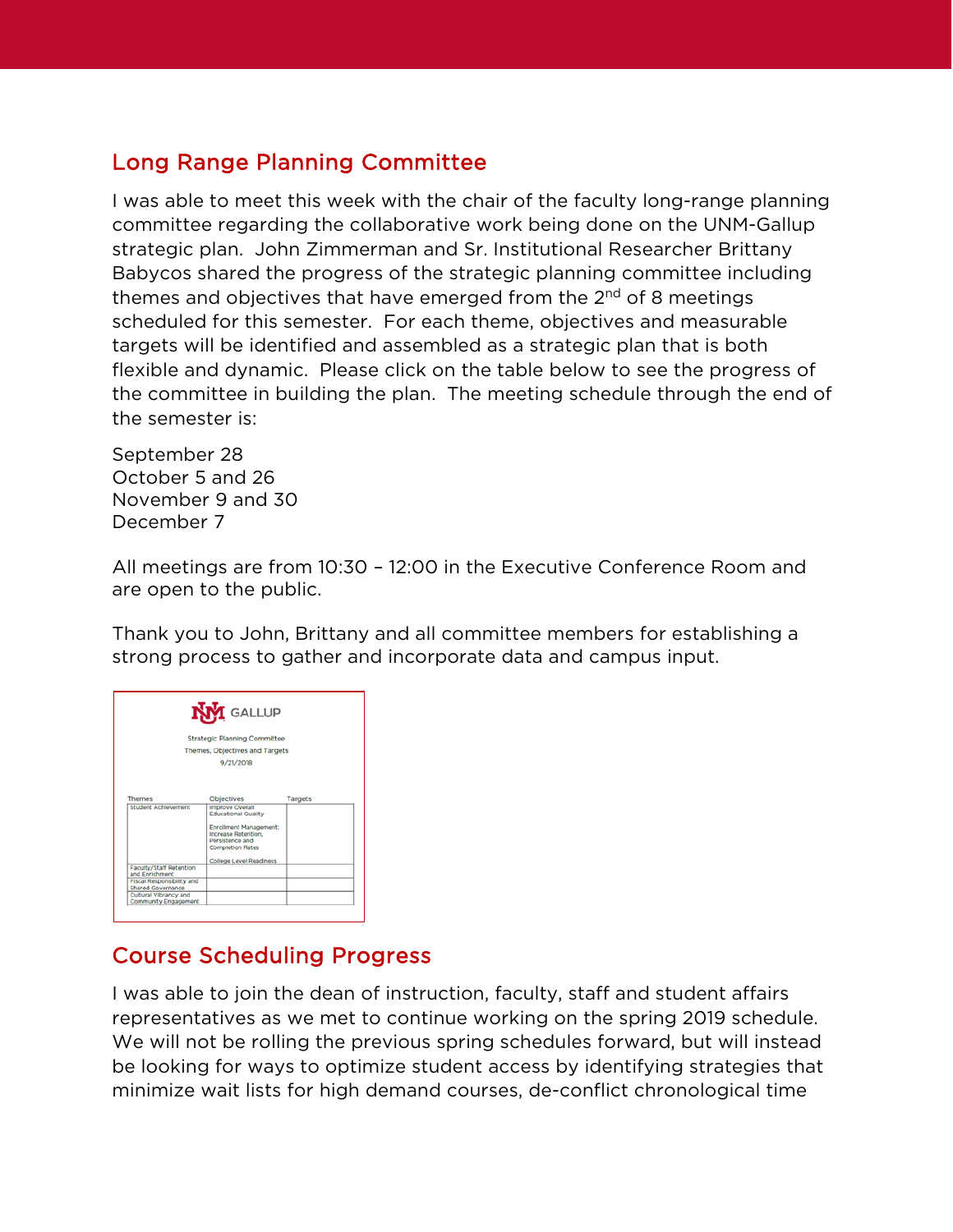## Long Range Planning Committee

I was able to meet this week with the chair of the faculty long-range planning committee regarding the collaborative work being done on the UNM-Gallup strategic plan. John Zimmerman and Sr. Institutional Researcher Brittany Babycos shared the progress of the strategic planning committee including themes and objectives that have emerged from the 2nd of 8 meetings scheduled for this semester. For each theme, objectives and measurable targets will be identified and assembled as a strategic plan that is both flexible and dynamic. Please click on the table below to see the progress of the committee in building the plan. The meeting schedule through the end of the semester is:

September 28
October 5 and 26
November 9 and 30
December 7

All meetings are from 10:30 – 12:00 in the Executive Conference Room and are open to the public.

Thank you to John, Brittany and all committee members for establishing a strong process to gather and incorporate data and campus input.

UNM GALLUP

Strategic Planning Committee
Themes, Objectives and Targets
9/21/2018

| Themes | Objectives | Targets |
| --- | --- | --- |
| Student Achievement | Improve Overall Educational Quality<br><br>Enrollment Management: Increase Retention, Persistence and Completion Rates<br><br>College Level Readiness | |
| Faculty/Staff Retention and Enrichment | | |
| Fiscal Responsibility and Shared Governance | | |
| Cultural Vibrancy and Community Engagement | | |

## Course Scheduling Progress

I was able to join the dean of instruction, faculty, staff and student affairs representatives as we met to continue working on the spring 2019 schedule. We will not be rolling the previous spring schedules forward, but will instead be looking for ways to optimize student access by identifying strategies that minimize wait lists for high demand courses, de-conflict chronological time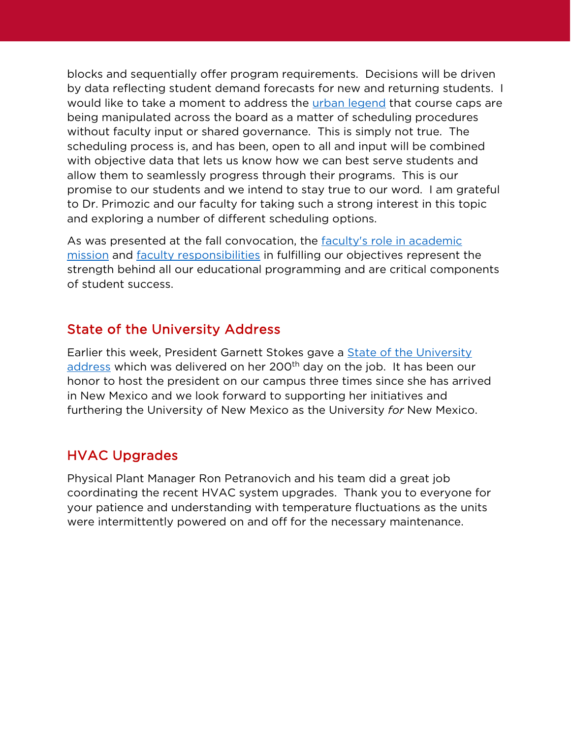blocks and sequentially offer program requirements.  Decisions will be driven by data reflecting student demand forecasts for new and returning students.  I would like to take a moment to address the urban legend that course caps are being manipulated across the board as a matter of scheduling procedures without faculty input or shared governance.  This is simply not true.  The scheduling process is, and has been, open to all and input will be combined with objective data that lets us know how we can best serve students and allow them to seamlessly progress through their programs.  This is our promise to our students and we intend to stay true to our word.  I am grateful to Dr. Primozic and our faculty for taking such a strong interest in this topic and exploring a number of different scheduling options.

As was presented at the fall convocation, the faculty's role in academic mission and faculty responsibilities in fulfilling our objectives represent the strength behind all our educational programming and are critical components of student success.

## State of the University Address

Earlier this week, President Garnett Stokes gave a State of the University address which was delivered on her 200th day on the job.  It has been our honor to host the president on our campus three times since she has arrived in New Mexico and we look forward to supporting her initiatives and furthering the University of New Mexico as the University *for* New Mexico.

## HVAC Upgrades

Physical Plant Manager Ron Petranovich and his team did a great job coordinating the recent HVAC system upgrades.  Thank you to everyone for your patience and understanding with temperature fluctuations as the units were intermittently powered on and off for the necessary maintenance.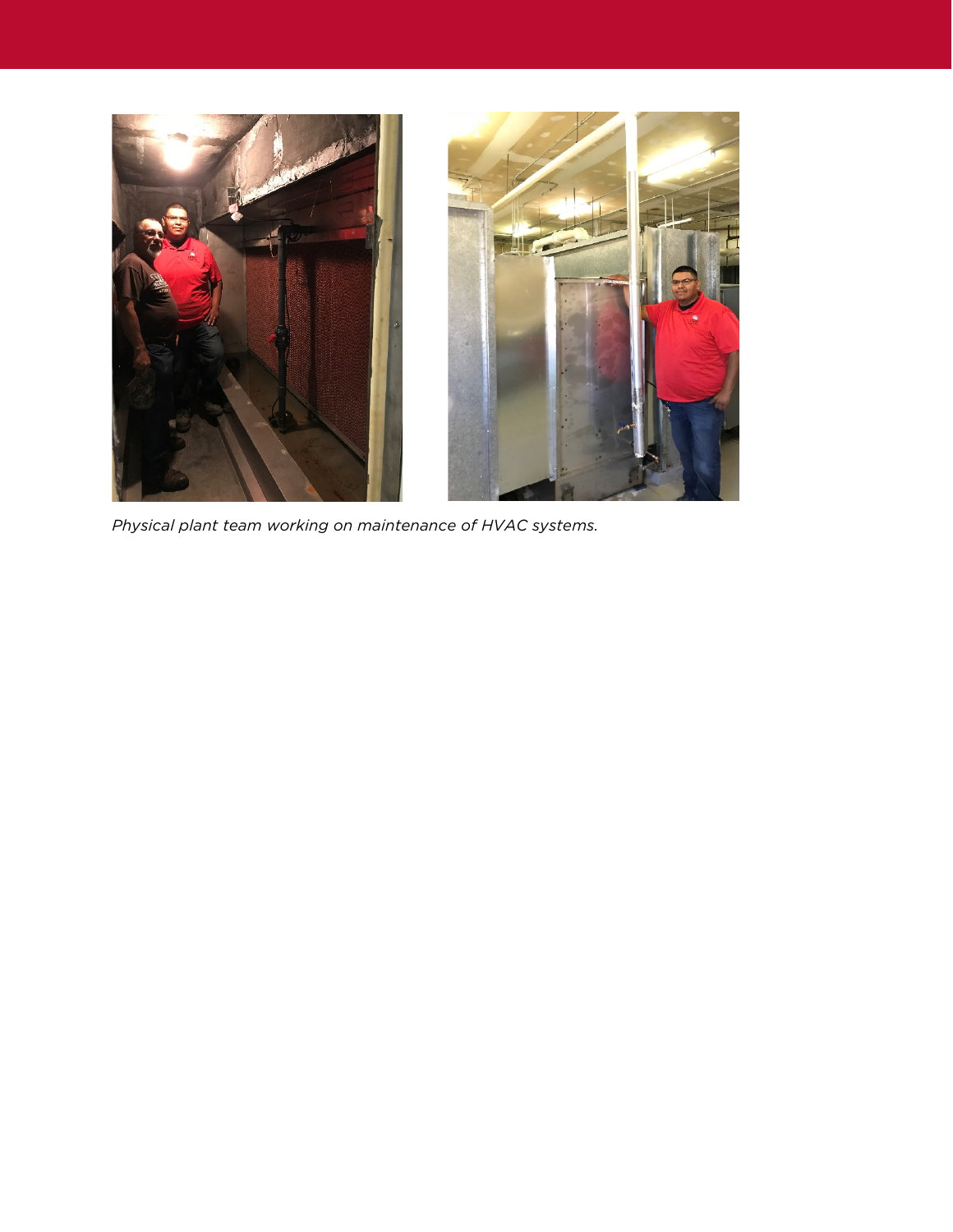*Physical plant team working on maintenance of HVAC systems.*